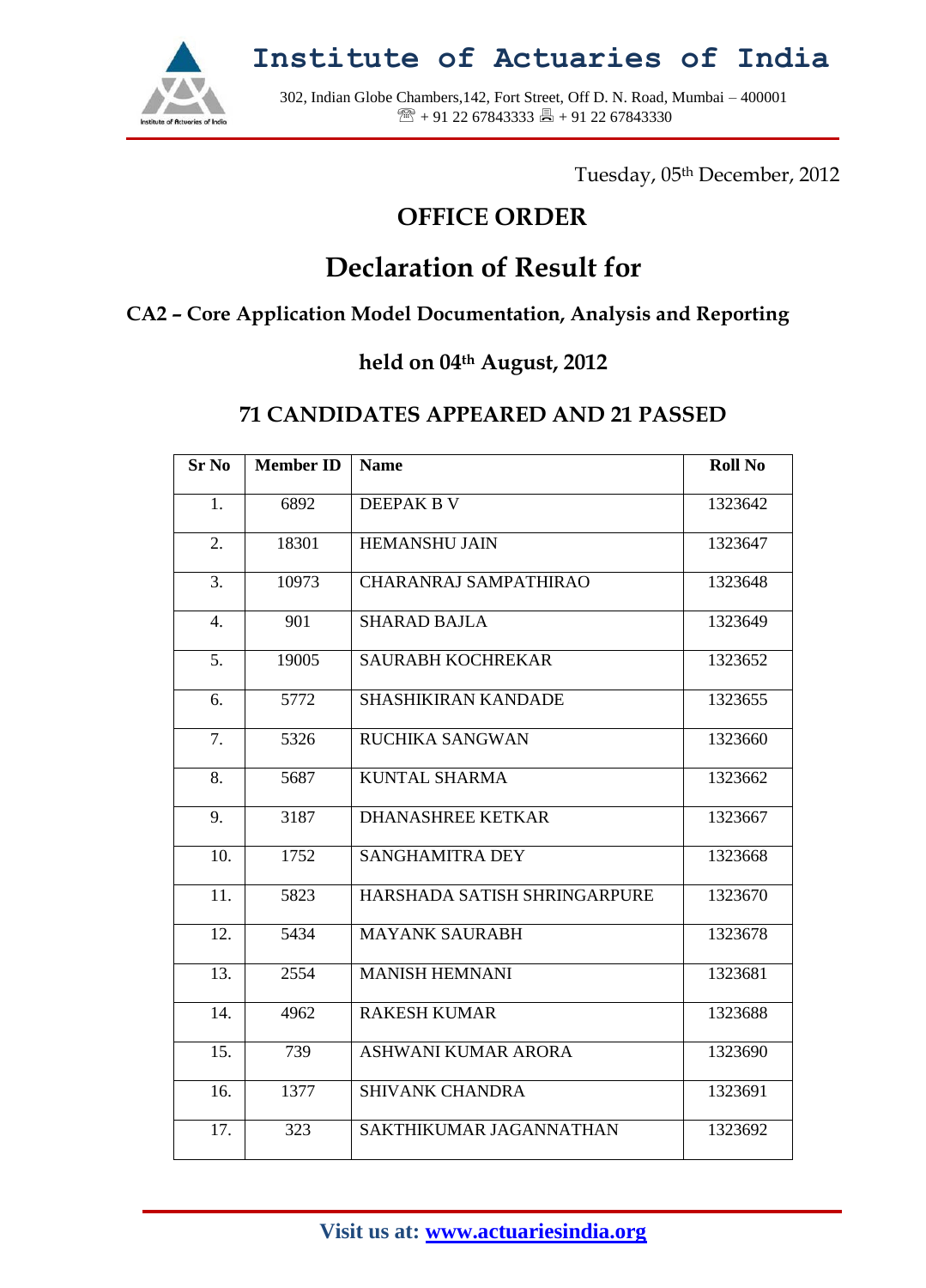# Institute of Actuaries of India

302, Indian Globe Chambers,142, Fort Street, Off D. N. Road, Mumbai – 400001
☏ + 91 22 67843333 🖷 + 91 22 67843330

Tuesday, 05th December, 2012

## OFFICE ORDER

## Declaration of Result for

### CA2 – Core Application Model Documentation, Analysis and Reporting

### held on 04th August, 2012

### 71 CANDIDATES APPEARED AND 21 PASSED

| Sr No | Member ID | Name | Roll No |
|---|---|---|---|
| 1. | 6892 | DEEPAK B V | 1323642 |
| 2. | 18301 | HEMANSHU JAIN | 1323647 |
| 3. | 10973 | CHARANRAJ SAMPATHIRAO | 1323648 |
| 4. | 901 | SHARAD BAJLA | 1323649 |
| 5. | 19005 | SAURABH KOCHREKAR | 1323652 |
| 6. | 5772 | SHASHIKIRAN KANDADE | 1323655 |
| 7. | 5326 | RUCHIKA SANGWAN | 1323660 |
| 8. | 5687 | KUNTAL SHARMA | 1323662 |
| 9. | 3187 | DHANASHREE KETKAR | 1323667 |
| 10. | 1752 | SANGHAMITRA DEY | 1323668 |
| 11. | 5823 | HARSHADA SATISH SHRINGARPURE | 1323670 |
| 12. | 5434 | MAYANK SAURABH | 1323678 |
| 13. | 2554 | MANISH HEMNANI | 1323681 |
| 14. | 4962 | RAKESH KUMAR | 1323688 |
| 15. | 739 | ASHWANI KUMAR ARORA | 1323690 |
| 16. | 1377 | SHIVANK CHANDRA | 1323691 |
| 17. | 323 | SAKTHIKUMAR JAGANNATHAN | 1323692 |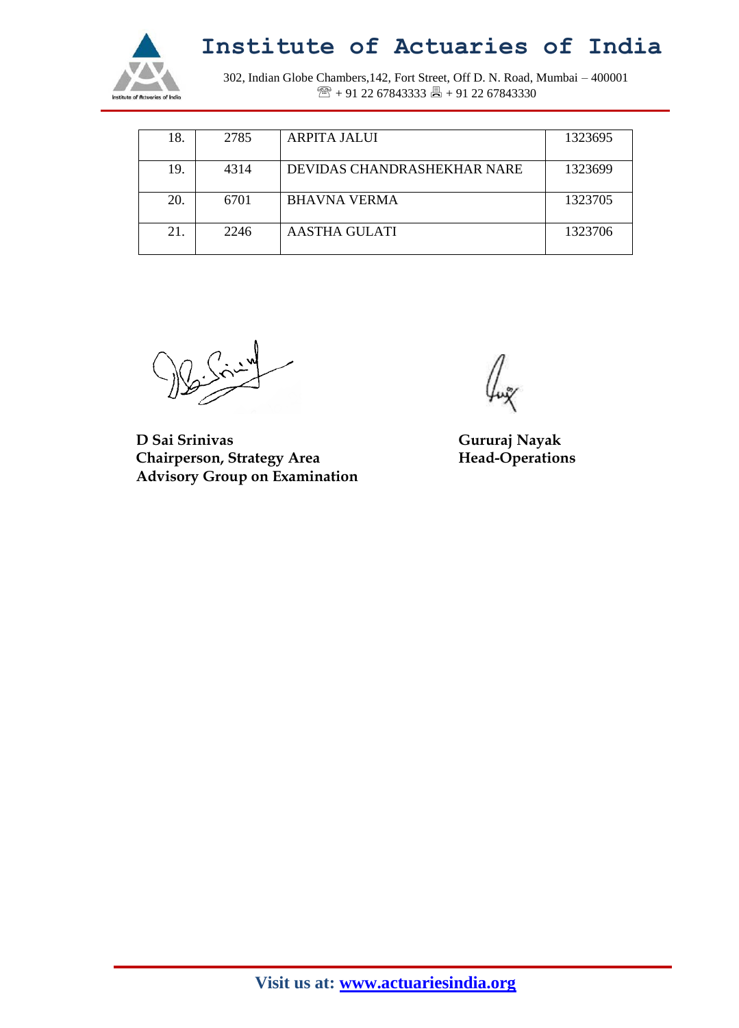| | | | |
|---|---|---|---|
| 18. | 2785 | ARPITA JALUI | 1323695 |
| 19. | 4314 | DEVIDAS CHANDRASHEKHAR NARE | 1323699 |
| 20. | 6701 | BHAVNA VERMA | 1323705 |
| 21. | 2246 | AASTHA GULATI | 1323706 |

**D Sai Srinivas**
**Chairperson, Strategy Area**
**Advisory Group on Examination**

**Gururaj Nayak**
**Head-Operations**